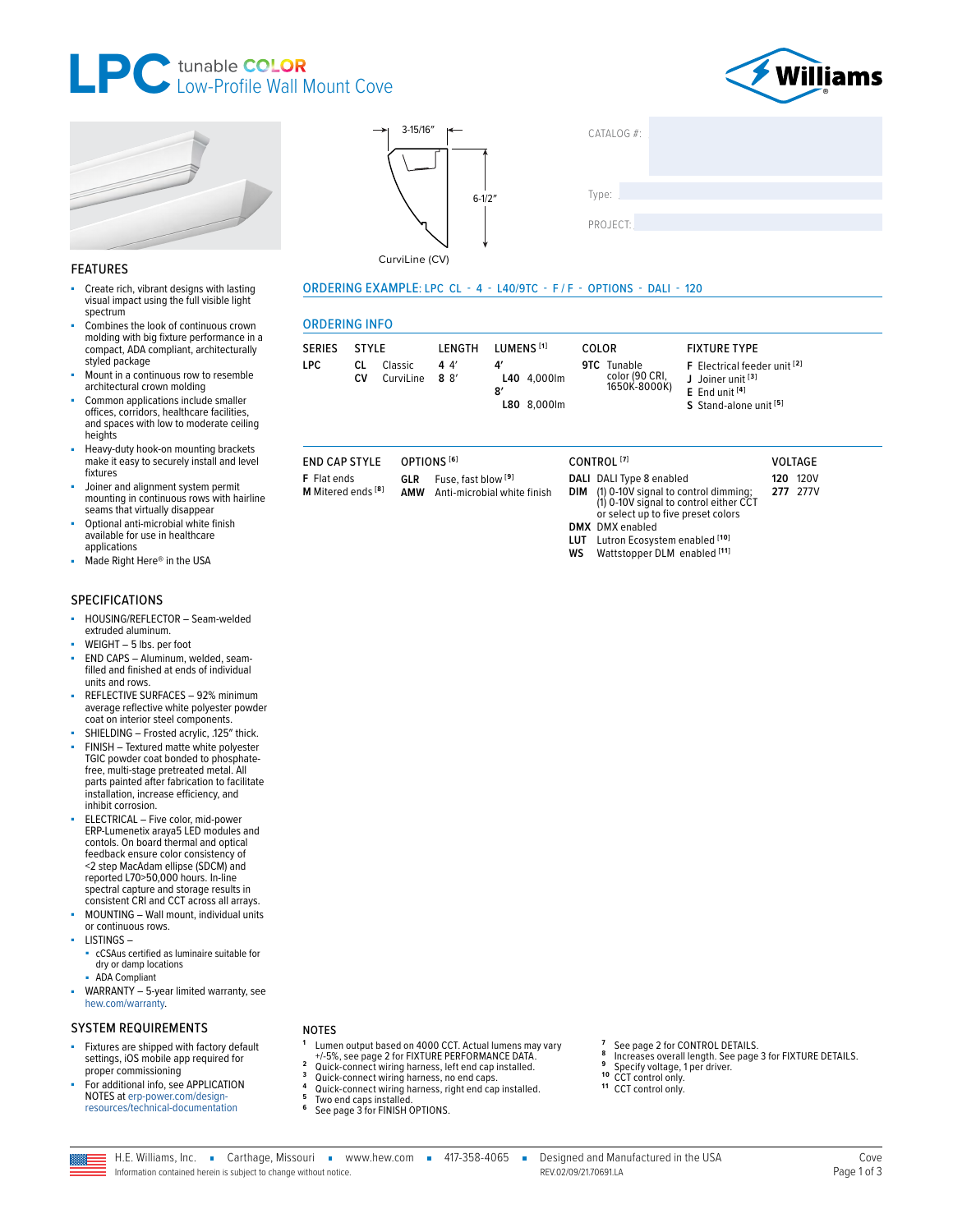# LPC tunable COLOR Low-Profile Wall Mount Cove

3-15/16″

6-1/2″

CurviLine (CV)

CATALOG #:

Type:

PROJECT:

## FEATURES

- Create rich, vibrant designs with lasting visual impact using the full visible light spectrum
- Combines the look of continuous crown molding with big fixture performance in a compact, ADA compliant, architecturally styled package
- Mount in a continuous row to resemble architectural crown molding
- Common applications include smaller offices, corridors, healthcare facilities, and spaces with low to moderate ceiling heights
- Heavy-duty hook-on mounting brackets make it easy to securely install and level fixtures
- Joiner and alignment system permit mounting in continuous rows with hairline seams that virtually disappear
- Optional anti-microbial white finish available for use in healthcare applications
- Made Right Here® in the USA

## SPECIFICATIONS

- HOUSING/REFLECTOR – Seam-welded extruded aluminum.
- WEIGHT – 5 lbs. per foot
- END CAPS – Aluminum, welded, seam-filled and finished at ends of individual units and rows.
- REFLECTIVE SURFACES – 92% minimum average reflective white polyester powder coat on interior steel components.
- SHIELDING – Frosted acrylic, .125″ thick.
- FINISH – Textured matte white polyester TGIC powder coat bonded to phosphate-free, multi-stage pretreated metal. All parts painted after fabrication to facilitate installation, increase efficiency, and inhibit corrosion.
- ELECTRICAL – Five color, mid-power ERP-Lumenetix araya5 LED modules and contols. On board thermal and optical feedback ensure color consistency of <2 step MacAdam ellipse (SDCM) and reported L70>50,000 hours. In-line spectral capture and storage results in consistent CRI and CCT across all arrays.
- MOUNTING – Wall mount, individual units or continuous rows.
- LISTINGS –
  - cCSAus certified as luminaire suitable for dry or damp locations
  - ADA Compliant
- WARRANTY – 5-year limited warranty, see hew.com/warranty.

## SYSTEM REQUIREMENTS

- Fixtures are shipped with factory default settings, iOS mobile app required for proper commissioning
- For additional info, see APPLICATION NOTES at erp-power.com/design-resources/technical-documentation

## ORDERING EXAMPLE: LPC CL - 4 - L40/9TC - F / F - OPTIONS - DALI - 120

## ORDERING INFO

| SERIES | STYLE | LENGTH | LUMENS [1] | COLOR | FIXTURE TYPE |
|---|---|---|---|---|---|
| **LPC** | **CL** Classic | **4** 4′ | **4′** | **9TC** Tunable color (90 CRI, 1650K-8000K) | **F** Electrical feeder unit [2] |
| | **CV** CurviLine | **8** 8′ | **L40** 4,000lm | | **J** Joiner unit [3] |
| | | | **8′** | | **E** End unit [4] |
| | | | **L80** 8,000lm | | **S** Stand-alone unit [5] |

| END CAP STYLE | OPTIONS [6] | CONTROL [7] | VOLTAGE |
|---|---|---|---|
| **F** Flat ends | **GLR** Fuse, fast blow [9] | **DALI** DALI Type 8 enabled | **120** 120V |
| **M** Mitered ends [8] | **AMW** Anti-microbial white finish | **DIM** (1) 0-10V signal to control dimming; (1) 0-10V signal to control either CCT or select up to five preset colors | **277** 277V |
| | | **DMX** DMX enabled | |
| | | **LUT** Lutron Ecosystem enabled [10] | |
| | | **WS** Wattstopper DLM enabled [11] | |

## NOTES

1. Lumen output based on 4000 CCT. Actual lumens may vary +/-5%, see page 2 for FIXTURE PERFORMANCE DATA.
2. Quick-connect wiring harness, left end cap installed.
3. Quick-connect wiring harness, no end caps.
4. Quick-connect wiring harness, right end cap installed.
5. Two end caps installed.
6. See page 3 for FINISH OPTIONS.
7. See page 2 for CONTROL DETAILS.
8. Increases overall length. See page 3 for FIXTURE DETAILS.
9. Specify voltage, 1 per driver.
10. CCT control only.
11. CCT control only.

H.E. Williams, Inc. ▪ Carthage, Missouri ▪ www.hew.com ▪ 417-358-4065 ▪ Designed and Manufactured in the USA

Information contained herein is subject to change without notice. REV.02/09/21.70691.LA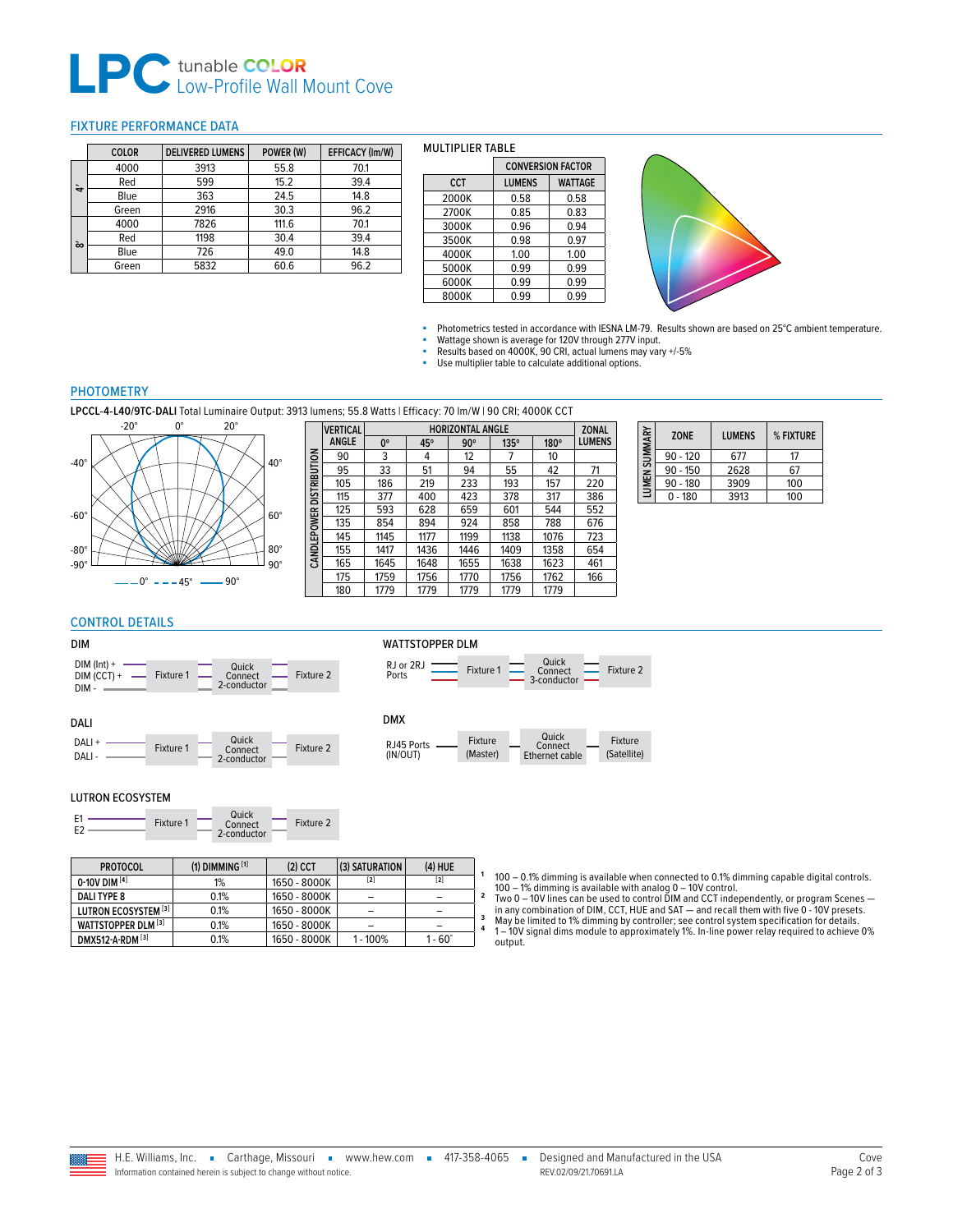# LPC tunable COLOR Low-Profile Wall Mount Cove

## FIXTURE PERFORMANCE DATA

| | COLOR | DELIVERED LUMENS | POWER (W) | EFFICACY (lm/W) |
|---|---|---|---|---|
| 4' | 4000 | 3913 | 55.8 | 70.1 |
| | Red | 599 | 15.2 | 39.4 |
| | Blue | 363 | 24.5 | 14.8 |
| | Green | 2916 | 30.3 | 96.2 |
| 8' | 4000 | 7826 | 111.6 | 70.1 |
| | Red | 1198 | 30.4 | 39.4 |
| | Blue | 726 | 49.0 | 14.8 |
| | Green | 5832 | 60.6 | 96.2 |

### MULTIPLIER TABLE

| | CONVERSION FACTOR | |
|---|---|---|
| CCT | LUMENS | WATTAGE |
| 2000K | 0.58 | 0.58 |
| 2700K | 0.85 | 0.83 |
| 3000K | 0.96 | 0.94 |
| 3500K | 0.98 | 0.97 |
| 4000K | 1.00 | 1.00 |
| 5000K | 0.99 | 0.99 |
| 6000K | 0.99 | 0.99 |
| 8000K | 0.99 | 0.99 |

- Photometrics tested in accordance with IESNA LM-79. Results shown are based on 25°C ambient temperature.
- Wattage shown is average for 120V through 277V input.
- Results based on 4000K, 90 CRI, actual lumens may vary +/-5%
- Use multiplier table to calculate additional options.

## PHOTOMETRY

**LPCCL-4-L40/9TC-DALI** Total Luminaire Output: 3913 lumens; 55.8 Watts | Efficacy: 70 lm/W | 90 CRI; 4000K CCT

— 0°  - - - 45°  —— 90°

**CANDLEPOWER DISTRIBUTION**

| VERTICAL ANGLE | HORIZONTAL ANGLE 0° | 45° | 90° | 135° | 180° | ZONAL LUMENS |
|---|---|---|---|---|---|---|
| 90 | 3 | 4 | 12 | 7 | 10 | |
| 95 | 33 | 51 | 94 | 55 | 42 | 71 |
| 105 | 186 | 219 | 233 | 193 | 157 | 220 |
| 115 | 377 | 400 | 423 | 378 | 317 | 386 |
| 125 | 593 | 628 | 659 | 601 | 544 | 552 |
| 135 | 854 | 894 | 924 | 858 | 788 | 676 |
| 145 | 1145 | 1177 | 1199 | 1138 | 1076 | 723 |
| 155 | 1417 | 1436 | 1446 | 1409 | 1358 | 654 |
| 165 | 1645 | 1648 | 1655 | 1638 | 1623 | 461 |
| 175 | 1759 | 1756 | 1770 | 1756 | 1762 | 166 |
| 180 | 1779 | 1779 | 1779 | 1779 | 1779 | |

**LUMEN SUMMARY**

| ZONE | LUMENS | % FIXTURE |
|---|---|---|
| 90 - 120 | 677 | 17 |
| 90 - 150 | 2628 | 67 |
| 90 - 180 | 3909 | 100 |
| 0 - 180 | 3913 | 100 |

## CONTROL DETAILS

### DIM

DIM (Int) + / DIM (CCT) + / DIM - → Fixture 1 → Quick Connect 2-conductor → Fixture 2

### WATTSTOPPER DLM

RJ or 2RJ Ports → Fixture 1 → Quick Connect 3-conductor → Fixture 2

### DALI

DALI + / DALI - → Fixture 1 → Quick Connect 2-conductor → Fixture 2

### DMX

RJ45 Ports (IN/OUT) → Fixture (Master) → Quick Connect Ethernet cable → Fixture (Satellite)

### LUTRON ECOSYSTEM

E1 / E2 → Fixture 1 → Quick Connect 2-conductor → Fixture 2

| PROTOCOL | (1) DIMMING [1] | (2) CCT | (3) SATURATION | (4) HUE |
|---|---|---|---|---|
| 0-10V DIM [4] | 1% | 1650 - 8000K | [2] | [2] |
| DALI TYPE 8 | 0.1% | 1650 - 8000K | – | – |
| LUTRON ECOSYSTEM [3] | 0.1% | 1650 - 8000K | – | – |
| WATTSTOPPER DLM [3] | 0.1% | 1650 - 8000K | – | – |
| DMX512-A-RDM [3] | 0.1% | 1650 - 8000K | 1 - 100% | 1 - 60° |

1. 100 – 0.1% dimming is available when connected to 0.1% dimming capable digital controls. 100 – 1% dimming is available with analog 0 – 10V control.
2. Two 0 – 10V lines can be used to control DIM and CCT independently, or program Scenes — in any combination of DIM, CCT, HUE and SAT — and recall them with five 0 - 10V presets.
3. May be limited to 1% dimming by controller; see control system specification for details.
4. 1 – 10V signal dims module to approximately 1%. In-line power relay required to achieve 0% output.

H.E. Williams, Inc. ▪ Carthage, Missouri ▪ www.hew.com ▪ 417-358-4065 ▪ Designed and Manufactured in the USA

Information contained herein is subject to change without notice. REV.02/09/21.70691.LA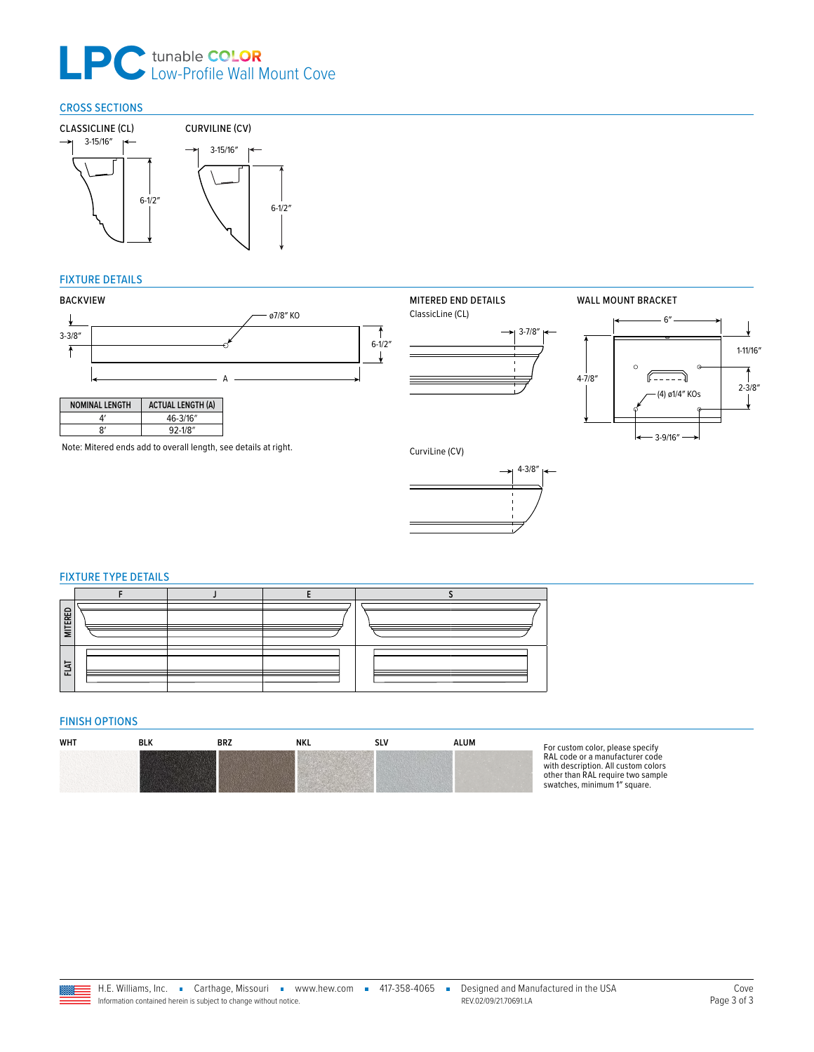# LPC tunable COLOR Low-Profile Wall Mount Cove

## CROSS SECTIONS

CLASSICLINE (CL)

3-15/16″

6-1/2″

CURVILINE (CV)

3-15/16″

6-1/2″

## FIXTURE DETAILS

### BACKVIEW

3-3/8″

ø7/8″ KO

6-1/2″

A

| NOMINAL LENGTH | ACTUAL LENGTH (A) |
|---|---|
| 4′ | 46-3/16″ |
| 8′ | 92-1/8″ |

Note: Mitered ends add to overall length, see details at right.

### MITERED END DETAILS

ClassicLine (CL)

3-7/8″

CurviLine (CV)

4-3/8″

### WALL MOUNT BRACKET

6″

1-11/16″

4-7/8″

2-3/8″

(4) ø1/4″ KOs

3-9/16″

## FIXTURE TYPE DETAILS

| | F | J | E | S |
|---|---|---|---|---|
| MITERED | | | | |
| FLAT | | | | |

## FINISH OPTIONS

WHT | BLK | BRZ | NKL | SLV | ALUM

For custom color, please specify RAL code or a manufacturer code with description. All custom colors other than RAL require two sample swatches, minimum 1″ square.

H.E. Williams, Inc. ▪ Carthage, Missouri ▪ www.hew.com ▪ 417-358-4065 ▪ Designed and Manufactured in the USA

Information contained herein is subject to change without notice. REV.02/09/21.70691.LA